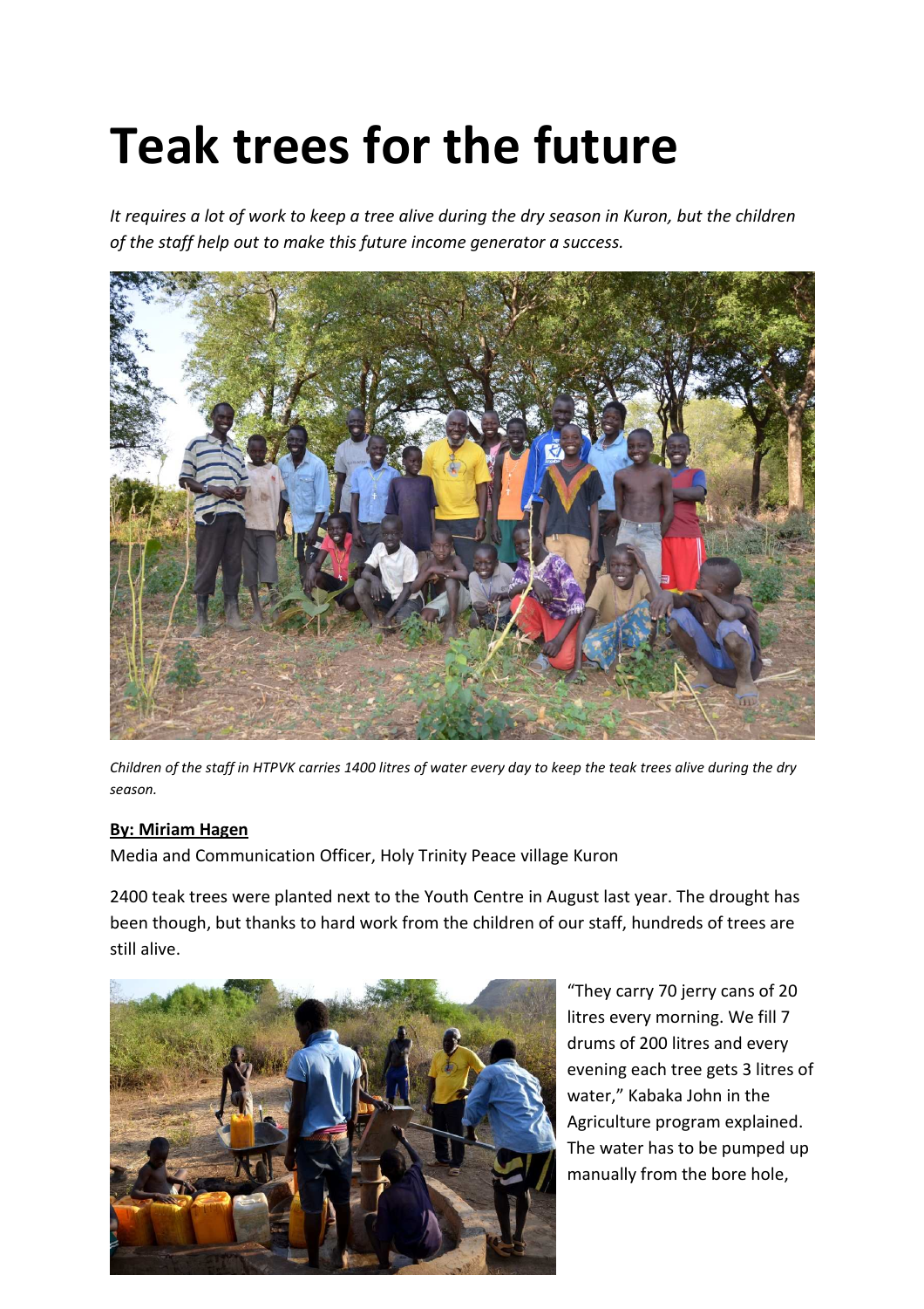# Teak trees for the future

*It requires a lot of work to keep a tree alive during the dry season in Kuron, but the children of the staff help out to make this future income generator a success.*

*Children of the staff in HTPVK carries 1400 litres of water every day to keep the teak trees alive during the dry season.*

**By: Miriam Hagen**

Media and Communication Officer, Holy Trinity Peace village Kuron

2400 teak trees were planted next to the Youth Centre in August last year. The drought has been though, but thanks to hard work from the children of our staff, hundreds of trees are still alive.

"They carry 70 jerry cans of 20 litres every morning. We fill 7 drums of 200 litres and every evening each tree gets 3 litres of water," Kabaka John in the Agriculture program explained. The water has to be pumped up manually from the bore hole,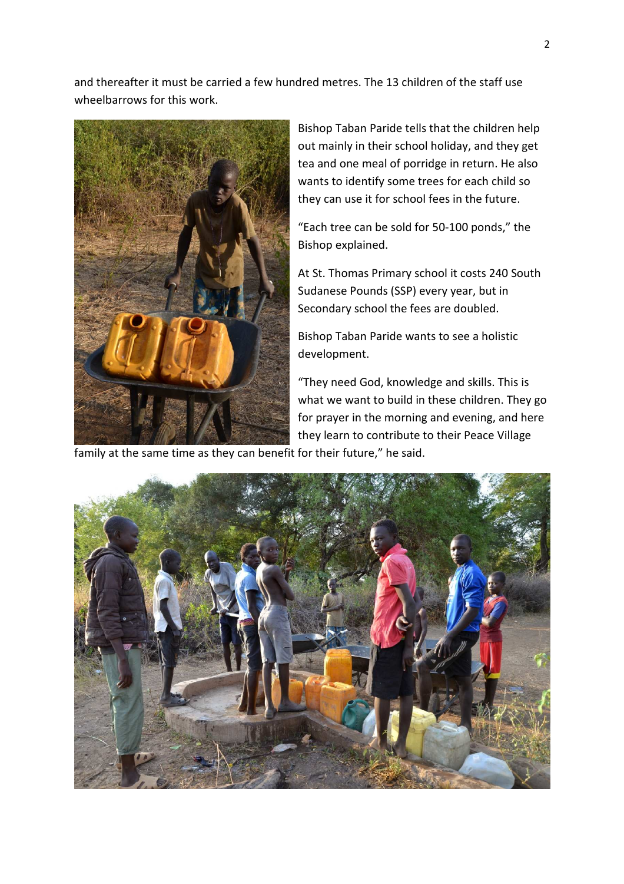and thereafter it must be carried a few hundred metres. The 13 children of the staff use wheelbarrows for this work.

Bishop Taban Paride tells that the children help out mainly in their school holiday, and they get tea and one meal of porridge in return. He also wants to identify some trees for each child so they can use it for school fees in the future.

"Each tree can be sold for 50-100 ponds," the Bishop explained.

At St. Thomas Primary school it costs 240 South Sudanese Pounds (SSP) every year, but in Secondary school the fees are doubled.

Bishop Taban Paride wants to see a holistic development.

"They need God, knowledge and skills. This is what we want to build in these children. They go for prayer in the morning and evening, and here they learn to contribute to their Peace Village family at the same time as they can benefit for their future," he said.